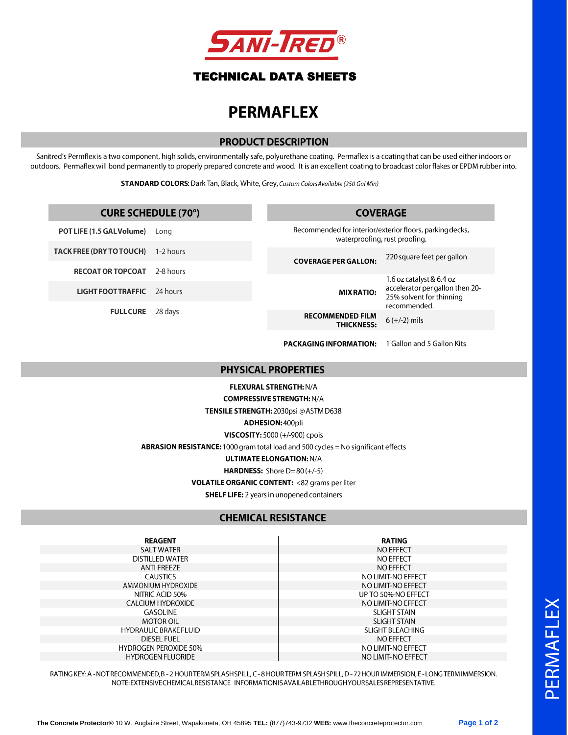# SANI-TRED®

## TECHNICAL DATA SHEETS

# PERMAFLEX

## PRODUCT DESCRIPTION

Sanitred's Permflex is a two component, high solids, environmentally safe, polyurethane coating. Permaflex is a coating that can be used either indoors or outdoors. Permaflex will bond permanently to properly prepared concrete and wood. It is an excellent coating to broadcast color flakes or EPDM rubber into.

**STANDARD COLORS**: Dark Tan, Black, White, Grey, *Custom Colors Available (250 Gal Min)*

## CURE SCHEDULE (70°)

| | |
|---|---|
| **POT LIFE (1.5 GAL Volume)** | Long |
| **TACK FREE (DRY TO TOUCH)** | 1-2 hours |
| **RECOAT OR TOPCOAT** | 2-8 hours |
| **LIGHT FOOT TRAFFIC** | 24 hours |
| **FULL CURE** | 28 days |

## COVERAGE

Recommended for interior/exterior floors, parking decks, waterproofing, rust proofing.

| | |
|---|---|
| **COVERAGE PER GALLON:** | 220 square feet per gallon |
| **MIX RATIO:** | 1.6 oz catalyst & 6.4 oz accelerator per gallon then 20-25% solvent for thinning recommended. |
| **RECOMMENDED FILM THICKNESS:** | 6 (+/-2) mils |
| **PACKAGING INFORMATION:** | 1 Gallon and 5 Gallon Kits |

## PHYSICAL PROPERTIES

**FLEXURAL STRENGTH:** N/A

**COMPRESSIVE STRENGTH:** N/A

**TENSILE STRENGTH:** 2030psi @ ASTM D638

**ADHESION:** 400pli

**VISCOSITY:** 5000 (+/-900) cpois

**ABRASION RESISTANCE:** 1000 gram total load and 500 cycles = No significant effects

**ULTIMATE ELONGATION:** N/A

**HARDNESS:** Shore D= 80 (+/-5)

**VOLATILE ORGANIC CONTENT:** <82 grams per liter

**SHELF LIFE:** 2 years in unopened containers

## CHEMICAL RESISTANCE

| REAGENT | RATING |
|---|---|
| SALT WATER | NO EFFECT |
| DISTILLED WATER | NO EFFECT |
| ANTI FREEZE | NO EFFECT |
| CAUSTICS | NO LIMIT-NO EFFECT |
| AMMONIUM HYDROXIDE | NO LIMIT-NO EFFECT |
| NITRIC ACID 50% | UP TO 50%-NO EFFECT |
| CALCIUM HYDROXIDE | NO LIMIT-NO EFFECT |
| GASOLINE | SLIGHT STAIN |
| MOTOR OIL | SLIGHT STAIN |
| HYDRAULIC BRAKE FLUID | SLIGHT BLEACHING |
| DIESEL FUEL | NO EFFECT |
| HYDROGEN PEROXIDE 50% | NO LIMIT-NO EFFECT |
| HYDROGEN FLUORIDE | NO LIMIT- NO EFFECT |

RATING KEY: A - NOT RECOMMENDED, B - 2 HOUR TERM SPLASH SPILL, C - 8 HOUR TERM SPLASH SPILL, D - 72 HOUR IMMERSION, E - LONG TERM IMMERSION.
NOTE: EXTENSIVE CHEMICAL RESISTANCE INFORMATION IS AVAILABLE THROUGH YOUR SALES REPRESENTATIVE.

**The Concrete Protector®** 10 W. Auglaize Street, Wapakoneta, OH 45895 **TEL:** (877)743-9732 **WEB:** www.theconcreteprotector.com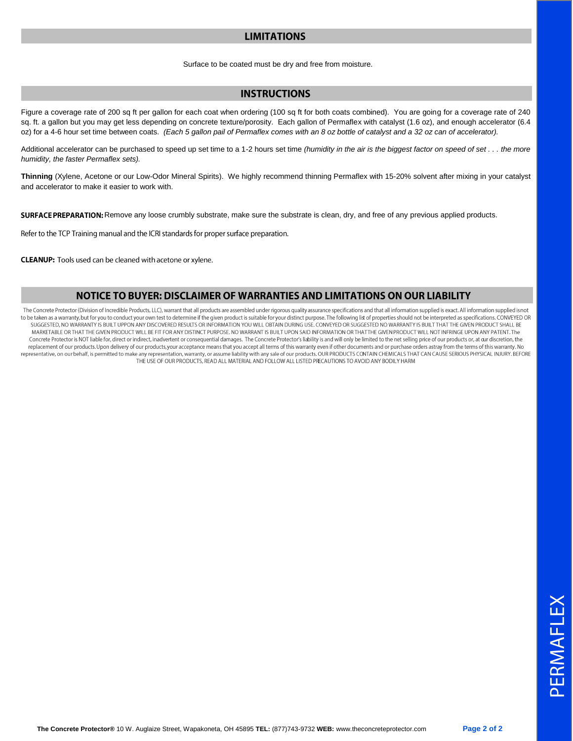## LIMITATIONS

Surface to be coated must be dry and free from moisture.

## INSTRUCTIONS

Figure a coverage rate of 200 sq ft per gallon for each coat when ordering (100 sq ft for both coats combined). You are going for a coverage rate of 240 sq. ft. a gallon but you may get less depending on concrete texture/porosity. Each gallon of Permaflex with catalyst (1.6 oz), and enough accelerator (6.4 oz) for a 4-6 hour set time between coats. *(Each 5 gallon pail of Permaflex comes with an 8 oz bottle of catalyst and a 32 oz can of accelerator).*

Additional accelerator can be purchased to speed up set time to a 1-2 hours set time *(humidity in the air is the biggest factor on speed of set . . . the more humidity, the faster Permaflex sets).*

**Thinning** (Xylene, Acetone or our Low-Odor Mineral Spirits). We highly recommend thinning Permaflex with 15-20% solvent after mixing in your catalyst and accelerator to make it easier to work with.

**SURFACE PREPARATION:** Remove any loose crumbly substrate, make sure the substrate is clean, dry, and free of any previous applied products.

Refer to the TCP Training manual and the ICRI standards for proper surface preparation.

**CLEANUP:** Tools used can be cleaned with acetone or xylene.

## NOTICE TO BUYER: DISCLAIMER OF WARRANTIES AND LIMITATIONS ON OUR LIABILITY

The Concrete Protector (Division of Incredible Products, LLC), warrant that all products are assembled under rigorous quality assurance specifications and that all information supplied is exact. All information supplied is not to be taken as a warranty, but for you to conduct your own test to determine if the given product is suitable for your distinct purpose. The following list of properties should not be interpreted as specifications. CONVEYED OR SUGGESTED, NO WARRANTY IS BUILT UPPON ANY DISCOVERED RESULTS OR INFORMATION YOU WILL OBTAIN DURING USE. CONVEYED OR SUGGESTED NO WARRANTY IS BUILT THAT THE GIVEN PRODUCT SHALL BE MARKETABLE OR THAT THE GIVEN PRODUCT WILL BE FIT FOR ANY DISTINCT PURPOSE. NO WARRANT IS BUILT UPON SAID INFORMATION OR THATTHE GIVEN PRODUCT WILL NOT INFRINGE UPON ANY PATENT. The Concrete Protector is NOT liable for, direct or indirect, inadvertent or consequential damages. The Concrete Protector's liability is and will only be limited to the net selling price of our products or, at our discretion, the replacement of our products.Upon delivery of our products,your acceptance means that you accept all terms of this warranty even if other documents and or purchase orders astray from the terms of this warranty. No representative, on our behalf, is permitted to make any representation, warranty, or assume liability with any sale of our products. OUR PRODUCTS CONTAIN CHEMICALS THAT CAN CAUSE SERIOUS PHYSICAL INJURY. BEFORE THE USE OF OUR PRODUCTS, READ ALL MATERIAL AND FOLLOW ALL LISTED PRECAUTIONS TO AVOID ANY BODILY HARM

**The Concrete Protector®** 10 W. Auglaize Street, Wapakoneta, OH 45895 **TEL:** (877)743-9732 **WEB:** www.theconcreteprotector.com